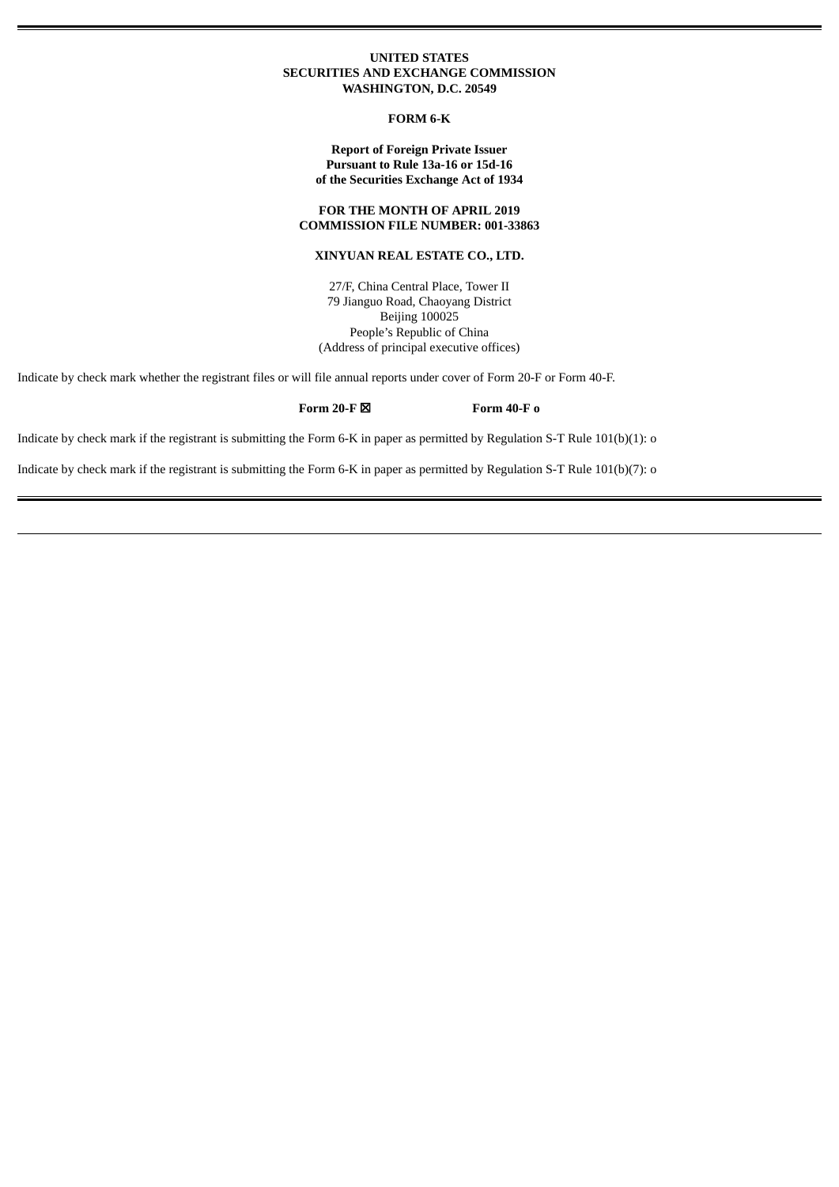**UNITED STATES**
**SECURITIES AND EXCHANGE COMMISSION**
**WASHINGTON, D.C. 20549**

**FORM 6-K**

**Report of Foreign Private Issuer**
**Pursuant to Rule 13a-16 or 15d-16**
**of the Securities Exchange Act of 1934**

**FOR THE MONTH OF APRIL 2019**
**COMMISSION FILE NUMBER: 001-33863**

**XINYUAN REAL ESTATE CO., LTD.**

27/F, China Central Place, Tower II
79 Jianguo Road, Chaoyang District
Beijing 100025
People's Republic of China
(Address of principal executive offices)

Indicate by check mark whether the registrant files or will file annual reports under cover of Form 20-F or Form 40-F.

**Form 20-F ☒** **Form 40-F o**

Indicate by check mark if the registrant is submitting the Form 6-K in paper as permitted by Regulation S-T Rule 101(b)(1): o

Indicate by check mark if the registrant is submitting the Form 6-K in paper as permitted by Regulation S-T Rule 101(b)(7): o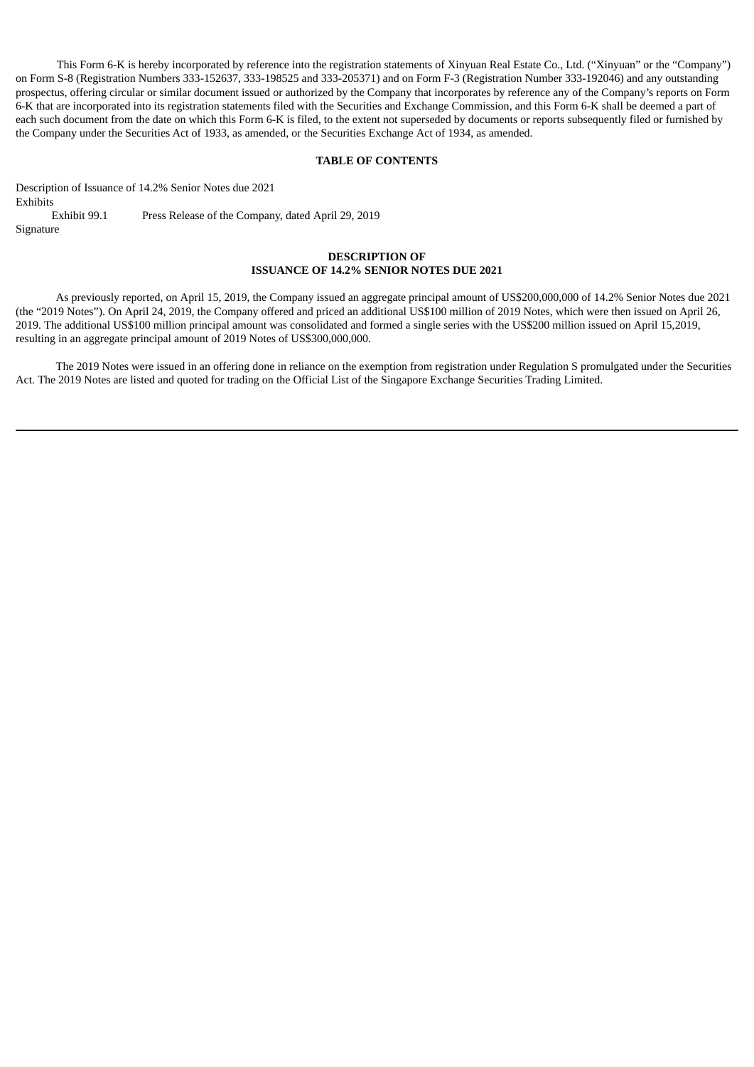This Form 6-K is hereby incorporated by reference into the registration statements of Xinyuan Real Estate Co., Ltd. ("Xinyuan" or the "Company") on Form S-8 (Registration Numbers 333-152637, 333-198525 and 333-205371) and on Form F-3 (Registration Number 333-192046) and any outstanding prospectus, offering circular or similar document issued or authorized by the Company that incorporates by reference any of the Company's reports on Form 6-K that are incorporated into its registration statements filed with the Securities and Exchange Commission, and this Form 6-K shall be deemed a part of each such document from the date on which this Form 6-K is filed, to the extent not superseded by documents or reports subsequently filed or furnished by the Company under the Securities Act of 1933, as amended, or the Securities Exchange Act of 1934, as amended.

**TABLE OF CONTENTS**

Description of Issuance of 14.2% Senior Notes due 2021

Exhibits

Exhibit 99.1 Press Release of the Company, dated April 29, 2019

Signature

**DESCRIPTION OF**
**ISSUANCE OF 14.2% SENIOR NOTES DUE 2021**

As previously reported, on April 15, 2019, the Company issued an aggregate principal amount of US$200,000,000 of 14.2% Senior Notes due 2021 (the "2019 Notes"). On April 24, 2019, the Company offered and priced an additional US$100 million of 2019 Notes, which were then issued on April 26, 2019. The additional US$100 million principal amount was consolidated and formed a single series with the US$200 million issued on April 15,2019, resulting in an aggregate principal amount of 2019 Notes of US$300,000,000.

The 2019 Notes were issued in an offering done in reliance on the exemption from registration under Regulation S promulgated under the Securities Act. The 2019 Notes are listed and quoted for trading on the Official List of the Singapore Exchange Securities Trading Limited.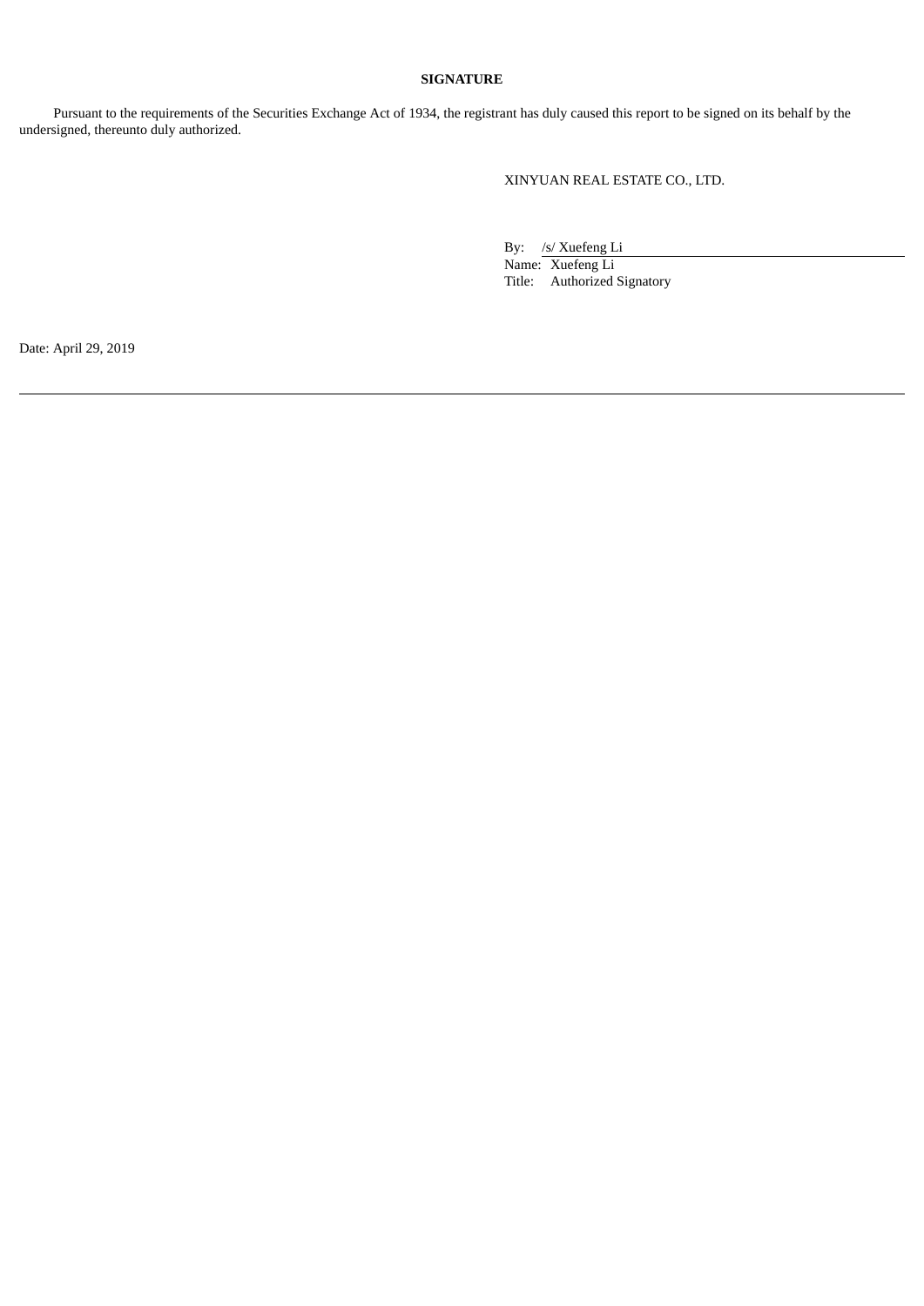## SIGNATURE

Pursuant to the requirements of the Securities Exchange Act of 1934, the registrant has duly caused this report to be signed on its behalf by the undersigned, thereunto duly authorized.

XINYUAN REAL ESTATE CO., LTD.

By: /s/ Xuefeng Li

Name: Xuefeng Li

Title: Authorized Signatory

Date: April 29, 2019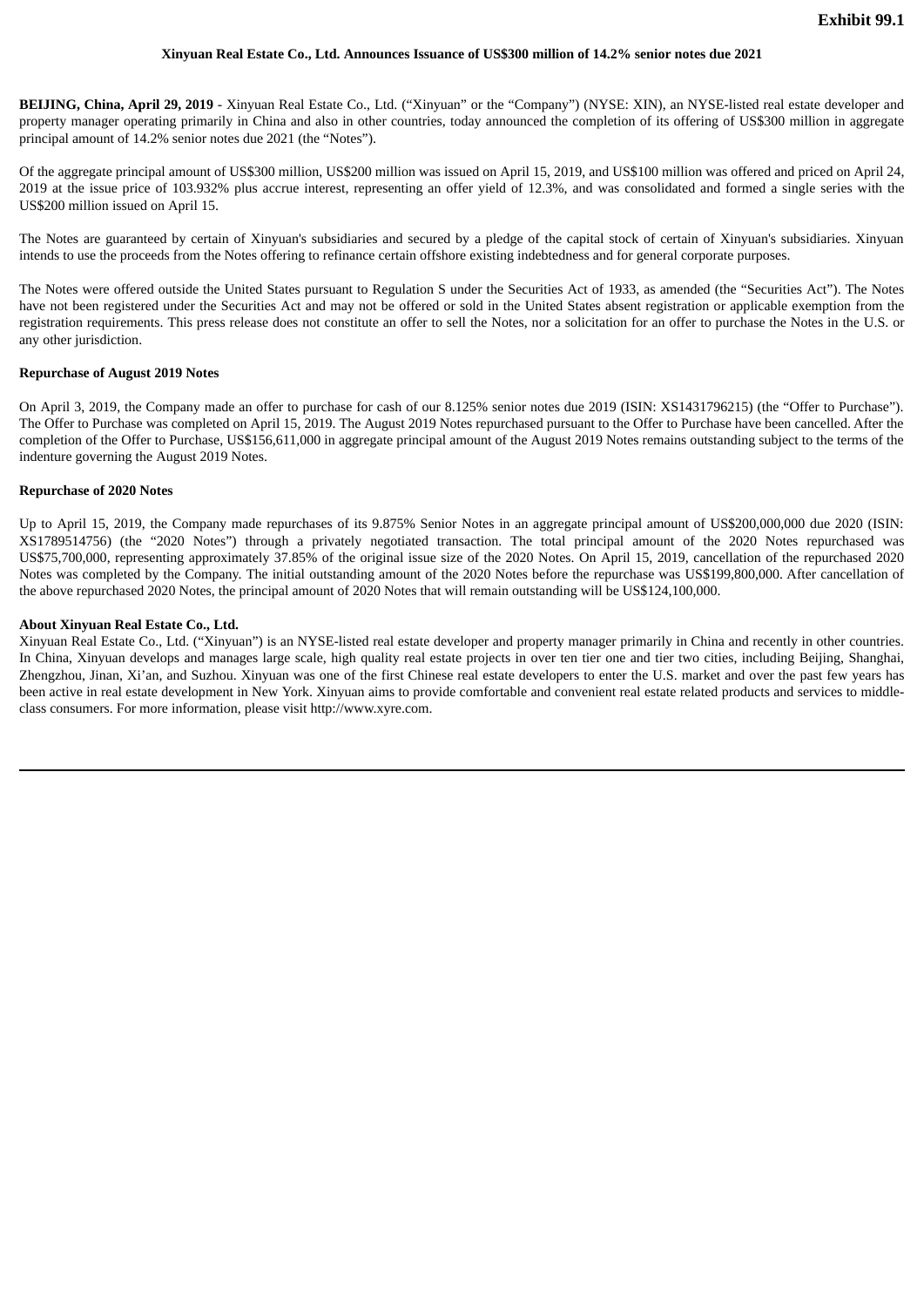**Exhibit 99.1**

**Xinyuan Real Estate Co., Ltd. Announces Issuance of US$300 million of 14.2% senior notes due 2021**

**BEIJING, China, April 29, 2019** - Xinyuan Real Estate Co., Ltd. ("Xinyuan" or the "Company") (NYSE: XIN), an NYSE-listed real estate developer and property manager operating primarily in China and also in other countries, today announced the completion of its offering of US$300 million in aggregate principal amount of 14.2% senior notes due 2021 (the "Notes").

Of the aggregate principal amount of US$300 million, US$200 million was issued on April 15, 2019, and US$100 million was offered and priced on April 24, 2019 at the issue price of 103.932% plus accrue interest, representing an offer yield of 12.3%, and was consolidated and formed a single series with the US$200 million issued on April 15.

The Notes are guaranteed by certain of Xinyuan's subsidiaries and secured by a pledge of the capital stock of certain of Xinyuan's subsidiaries. Xinyuan intends to use the proceeds from the Notes offering to refinance certain offshore existing indebtedness and for general corporate purposes.

The Notes were offered outside the United States pursuant to Regulation S under the Securities Act of 1933, as amended (the "Securities Act"). The Notes have not been registered under the Securities Act and may not be offered or sold in the United States absent registration or applicable exemption from the registration requirements. This press release does not constitute an offer to sell the Notes, nor a solicitation for an offer to purchase the Notes in the U.S. or any other jurisdiction.

**Repurchase of August 2019 Notes**

On April 3, 2019, the Company made an offer to purchase for cash of our 8.125% senior notes due 2019 (ISIN: XS1431796215) (the "Offer to Purchase"). The Offer to Purchase was completed on April 15, 2019. The August 2019 Notes repurchased pursuant to the Offer to Purchase have been cancelled. After the completion of the Offer to Purchase, US$156,611,000 in aggregate principal amount of the August 2019 Notes remains outstanding subject to the terms of the indenture governing the August 2019 Notes.

**Repurchase of 2020 Notes**

Up to April 15, 2019, the Company made repurchases of its 9.875% Senior Notes in an aggregate principal amount of US$200,000,000 due 2020 (ISIN: XS1789514756) (the "2020 Notes") through a privately negotiated transaction. The total principal amount of the 2020 Notes repurchased was US$75,700,000, representing approximately 37.85% of the original issue size of the 2020 Notes. On April 15, 2019, cancellation of the repurchased 2020 Notes was completed by the Company. The initial outstanding amount of the 2020 Notes before the repurchase was US$199,800,000. After cancellation of the above repurchased 2020 Notes, the principal amount of 2020 Notes that will remain outstanding will be US$124,100,000.

**About Xinyuan Real Estate Co., Ltd.**

Xinyuan Real Estate Co., Ltd. ("Xinyuan") is an NYSE-listed real estate developer and property manager primarily in China and recently in other countries. In China, Xinyuan develops and manages large scale, high quality real estate projects in over ten tier one and tier two cities, including Beijing, Shanghai, Zhengzhou, Jinan, Xi'an, and Suzhou. Xinyuan was one of the first Chinese real estate developers to enter the U.S. market and over the past few years has been active in real estate development in New York. Xinyuan aims to provide comfortable and convenient real estate related products and services to middle-class consumers. For more information, please visit http://www.xyre.com.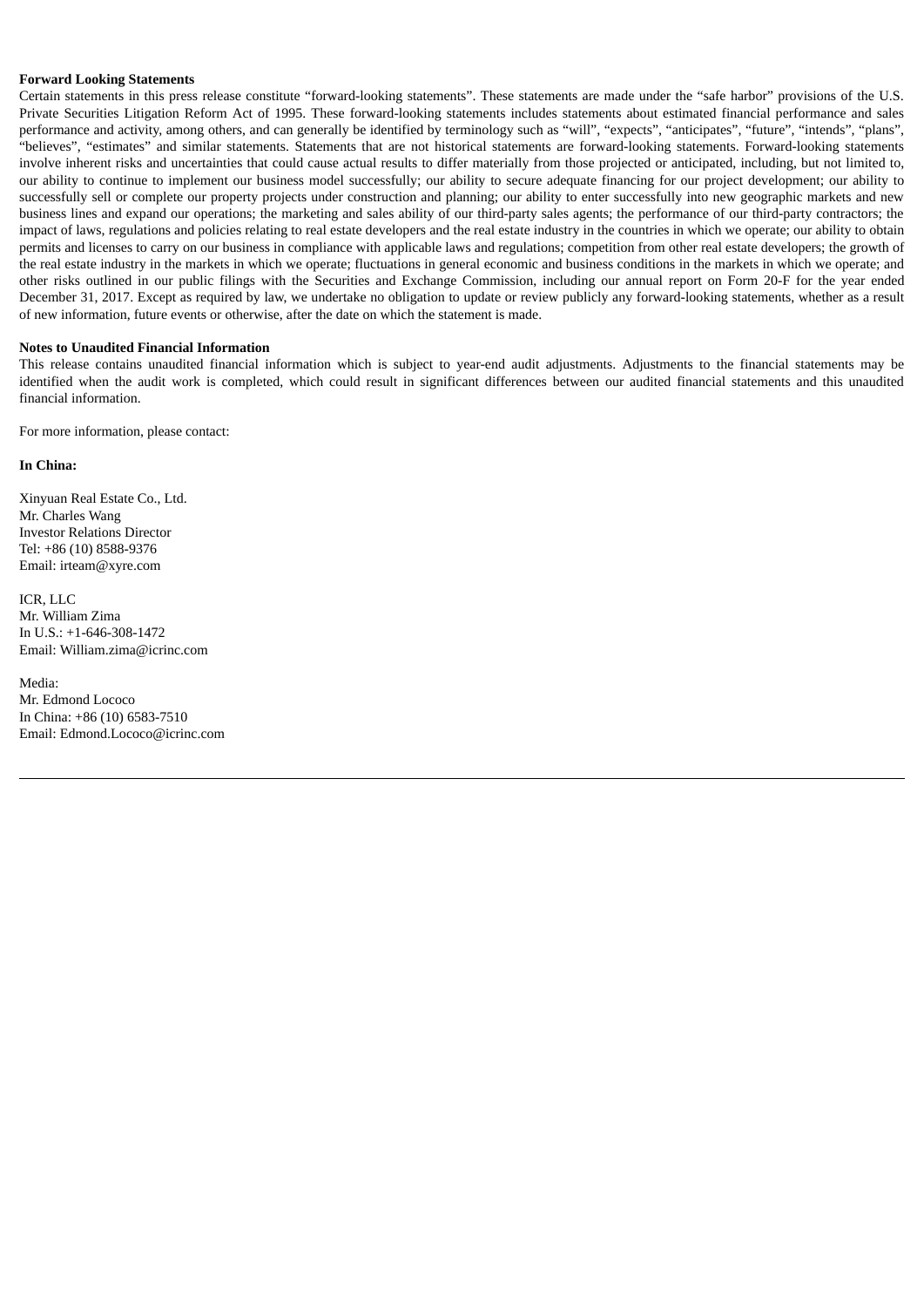**Forward Looking Statements**

Certain statements in this press release constitute "forward-looking statements". These statements are made under the "safe harbor" provisions of the U.S. Private Securities Litigation Reform Act of 1995. These forward-looking statements includes statements about estimated financial performance and sales performance and activity, among others, and can generally be identified by terminology such as "will", "expects", "anticipates", "future", "intends", "plans", "believes", "estimates" and similar statements. Statements that are not historical statements are forward-looking statements. Forward-looking statements involve inherent risks and uncertainties that could cause actual results to differ materially from those projected or anticipated, including, but not limited to, our ability to continue to implement our business model successfully; our ability to secure adequate financing for our project development; our ability to successfully sell or complete our property projects under construction and planning; our ability to enter successfully into new geographic markets and new business lines and expand our operations; the marketing and sales ability of our third-party sales agents; the performance of our third-party contractors; the impact of laws, regulations and policies relating to real estate developers and the real estate industry in the countries in which we operate; our ability to obtain permits and licenses to carry on our business in compliance with applicable laws and regulations; competition from other real estate developers; the growth of the real estate industry in the markets in which we operate; fluctuations in general economic and business conditions in the markets in which we operate; and other risks outlined in our public filings with the Securities and Exchange Commission, including our annual report on Form 20-F for the year ended December 31, 2017. Except as required by law, we undertake no obligation to update or review publicly any forward-looking statements, whether as a result of new information, future events or otherwise, after the date on which the statement is made.

**Notes to Unaudited Financial Information**

This release contains unaudited financial information which is subject to year-end audit adjustments. Adjustments to the financial statements may be identified when the audit work is completed, which could result in significant differences between our audited financial statements and this unaudited financial information.

For more information, please contact:

**In China:**

Xinyuan Real Estate Co., Ltd.
Mr. Charles Wang
Investor Relations Director
Tel: +86 (10) 8588-9376
Email: irteam@xyre.com

ICR, LLC
Mr. William Zima
In U.S.: +1-646-308-1472
Email: William.zima@icrinc.com

Media:
Mr. Edmond Lococo
In China: +86 (10) 6583-7510
Email: Edmond.Lococo@icrinc.com